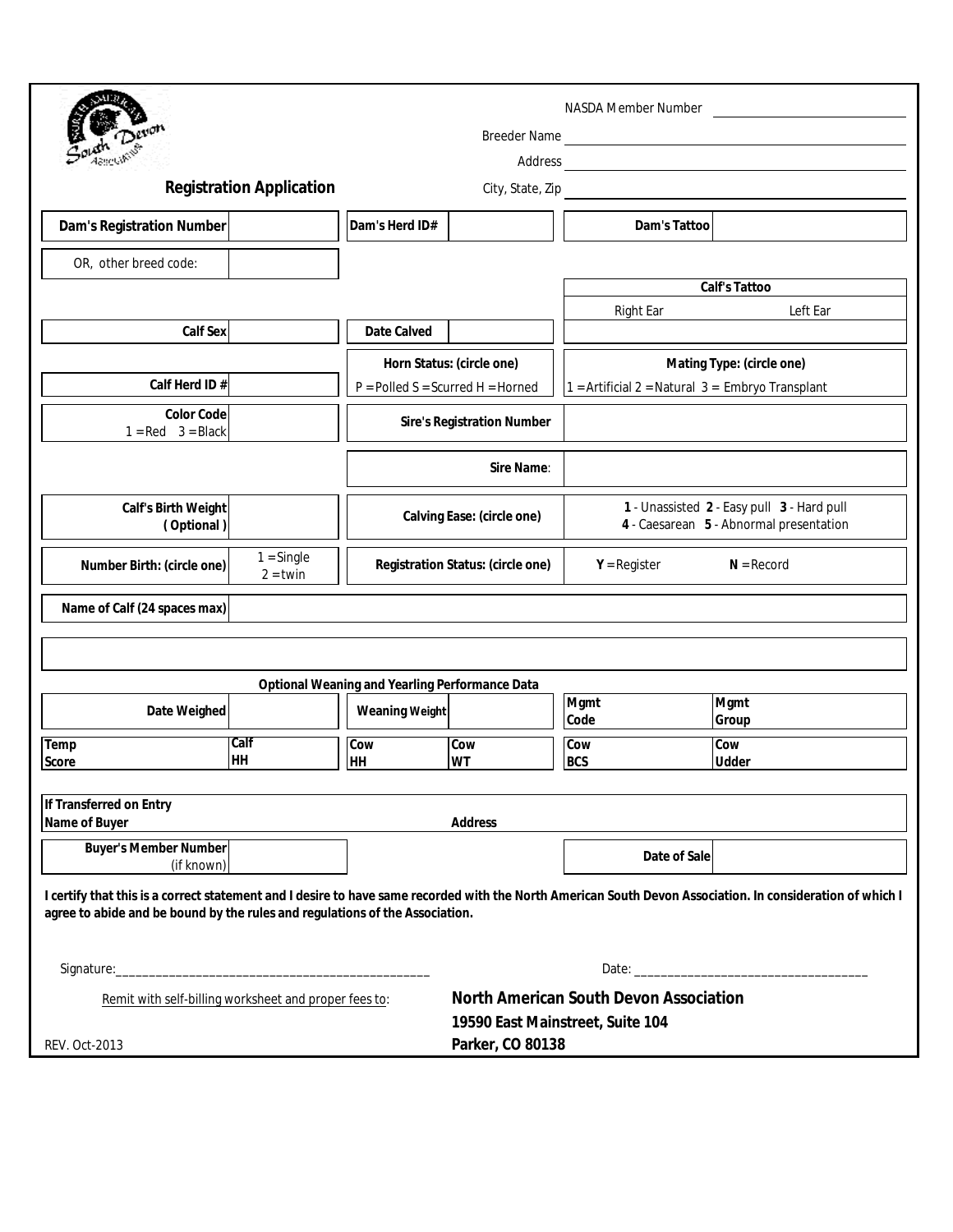North American South Devon Association

## Registration Application

NASDA Member Number ____________________

Breeder Name ____________________

Address ____________________

City, State, Zip ____________________

| Dam's Registration Number | | Dam's Herd ID# | | Dam's Tattoo | |
|---|---|---|---|---|---|
| OR, other breed code: | | | | | |

| Calf's Tattoo | |
|---|---|
| Right Ear | Left Ear |
| | |

| Calf Sex | | Date Calved | |
|---|---|---|---|
| Calf Herd ID # | | Horn Status: (circle one) P = Polled S = Scurred H = Horned | Mating Type: (circle one) 1 = Artificial 2 = Natural 3 = Embryo Transplant |
| Color Code 1 = Red 3 = Black | | Sire's Registration Number | |
| | | Sire Name: | |
| Calf's Birth Weight (Optional) | | Calving Ease: (circle one) | **1** - Unassisted **2** - Easy pull **3** - Hard pull **4** - Caesarean **5** - Abnormal presentation |
| Number Birth: (circle one) | 1 = Single 2 = twin | Registration Status: (circle one) | **Y** = Register **N** = Record |
| Name of Calf (24 spaces max) | | | |

### Optional Weaning and Yearling Performance Data

| Date Weighed | | Weaning Weight | | Mgmt Code | Mgmt Group |
|---|---|---|---|---|---|
| Temp Score | Calf HH | Cow HH | Cow WT | Cow BCS | Cow Udder |

| If Transferred on Entry Name of Buyer | Address | | |
|---|---|---|---|
| Buyer's Member Number (if known) | | Date of Sale | |

**I certify that this is a correct statement and I desire to have same recorded with the North American South Devon Association. In consideration of which I agree to abide and be bound by the rules and regulations of the Association.**

Signature:_______________________________________________ Date: ___________________________________

Remit with self-billing worksheet and proper fees to:

**North American South Devon Association**
**19590 East Mainstreet, Suite 104**
**Parker, CO 80138**

REV. Oct-2013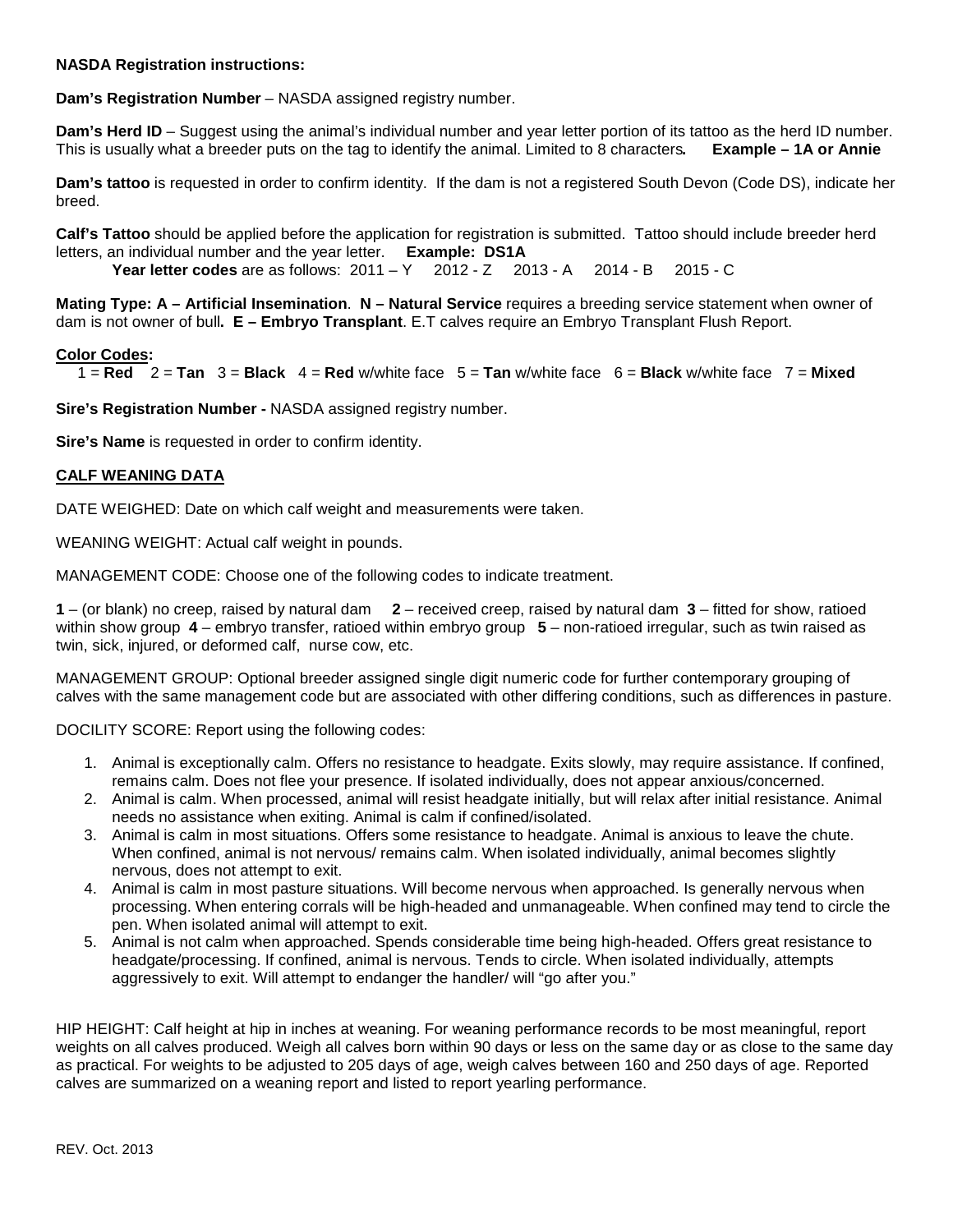**NASDA Registration instructions:**

**Dam's Registration Number** – NASDA assigned registry number.

**Dam's Herd ID** – Suggest using the animal's individual number and year letter portion of its tattoo as the herd ID number. This is usually what a breeder puts on the tag to identify the animal. Limited to 8 characters**. Example – 1A or Annie**

**Dam's tattoo** is requested in order to confirm identity. If the dam is not a registered South Devon (Code DS), indicate her breed.

**Calf's Tattoo** should be applied before the application for registration is submitted. Tattoo should include breeder herd letters, an individual number and the year letter. **Example: DS1A**

**Year letter codes** are as follows: 2011 – Y 2012 - Z 2013 - A 2014 - B 2015 - C

**Mating Type: A – Artificial Insemination**. **N – Natural Service** requires a breeding service statement when owner of dam is not owner of bull**. E – Embryo Transplant**. E.T calves require an Embryo Transplant Flush Report.

**Color Codes:**

1 = **Red** 2 = **Tan** 3 = **Black** 4 = **Red** w/white face 5 = **Tan** w/white face 6 = **Black** w/white face 7 = **Mixed**

**Sire's Registration Number -** NASDA assigned registry number.

**Sire's Name** is requested in order to confirm identity.

**CALF WEANING DATA**

DATE WEIGHED: Date on which calf weight and measurements were taken.

WEANING WEIGHT: Actual calf weight in pounds.

MANAGEMENT CODE: Choose one of the following codes to indicate treatment.

**1** – (or blank) no creep, raised by natural dam **2** – received creep, raised by natural dam **3** – fitted for show, ratioed within show group **4** – embryo transfer, ratioed within embryo group **5** – non-ratioed irregular, such as twin raised as twin, sick, injured, or deformed calf, nurse cow, etc.

MANAGEMENT GROUP: Optional breeder assigned single digit numeric code for further contemporary grouping of calves with the same management code but are associated with other differing conditions, such as differences in pasture.

DOCILITY SCORE: Report using the following codes:

1. Animal is exceptionally calm. Offers no resistance to headgate. Exits slowly, may require assistance. If confined, remains calm. Does not flee your presence. If isolated individually, does not appear anxious/concerned.
2. Animal is calm. When processed, animal will resist headgate initially, but will relax after initial resistance. Animal needs no assistance when exiting. Animal is calm if confined/isolated.
3. Animal is calm in most situations. Offers some resistance to headgate. Animal is anxious to leave the chute. When confined, animal is not nervous/ remains calm. When isolated individually, animal becomes slightly nervous, does not attempt to exit.
4. Animal is calm in most pasture situations. Will become nervous when approached. Is generally nervous when processing. When entering corrals will be high-headed and unmanageable. When confined may tend to circle the pen. When isolated animal will attempt to exit.
5. Animal is not calm when approached. Spends considerable time being high-headed. Offers great resistance to headgate/processing. If confined, animal is nervous. Tends to circle. When isolated individually, attempts aggressively to exit. Will attempt to endanger the handler/ will "go after you."

HIP HEIGHT: Calf height at hip in inches at weaning. For weaning performance records to be most meaningful, report weights on all calves produced. Weigh all calves born within 90 days or less on the same day or as close to the same day as practical. For weights to be adjusted to 205 days of age, weigh calves between 160 and 250 days of age. Reported calves are summarized on a weaning report and listed to report yearling performance.

REV. Oct. 2013